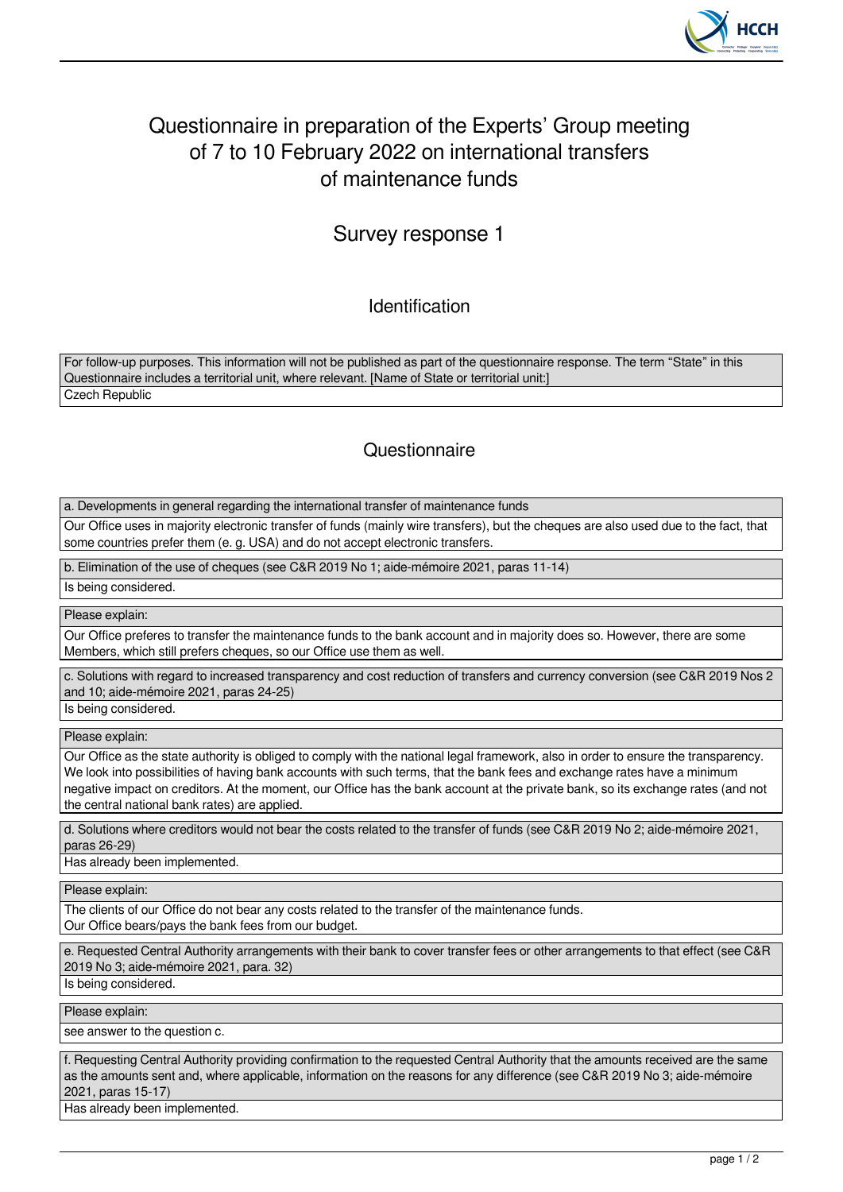# Questionnaire in preparation of the Experts' Group meeting of 7 to 10 February 2022 on international transfers of maintenance funds

## Survey response 1

### Identification

For follow-up purposes. This information will not be published as part of the questionnaire response. The term "State" in this Questionnaire includes a territorial unit, where relevant. [Name of State or territorial unit:]

Czech Republic

### Questionnaire

**a. Developments in general regarding the international transfer of maintenance funds**

Our Office uses in majority electronic transfer of funds (mainly wire transfers), but the cheques are also used due to the fact, that some countries prefer them (e. g. USA) and do not accept electronic transfers.

**b. Elimination of the use of cheques (see C&R 2019 No 1; aide-mémoire 2021, paras 11-14)**

Is being considered.

**Please explain:**

Our Office preferes to transfer the maintenance funds to the bank account and in majority does so. However, there are some Members, which still prefers cheques, so our Office use them as well.

**c. Solutions with regard to increased transparency and cost reduction of transfers and currency conversion (see C&R 2019 Nos 2 and 10; aide-mémoire 2021, paras 24-25)**

Is being considered.

**Please explain:**

Our Office as the state authority is obliged to comply with the national legal framework, also in order to ensure the transparency. We look into possibilities of having bank accounts with such terms, that the bank fees and exchange rates have a minimum negative impact on creditors. At the moment, our Office has the bank account at the private bank, so its exchange rates (and not the central national bank rates) are applied.

**d. Solutions where creditors would not bear the costs related to the transfer of funds (see C&R 2019 No 2; aide-mémoire 2021, paras 26-29)**

Has already been implemented.

**Please explain:**

The clients of our Office do not bear any costs related to the transfer of the maintenance funds.
Our Office bears/pays the bank fees from our budget.

**e. Requested Central Authority arrangements with their bank to cover transfer fees or other arrangements to that effect (see C&R 2019 No 3; aide-mémoire 2021, para. 32)**

Is being considered.

**Please explain:**

see answer to the question c.

**f. Requesting Central Authority providing confirmation to the requested Central Authority that the amounts received are the same as the amounts sent and, where applicable, information on the reasons for any difference (see C&R 2019 No 3; aide-mémoire 2021, paras 15-17)**

Has already been implemented.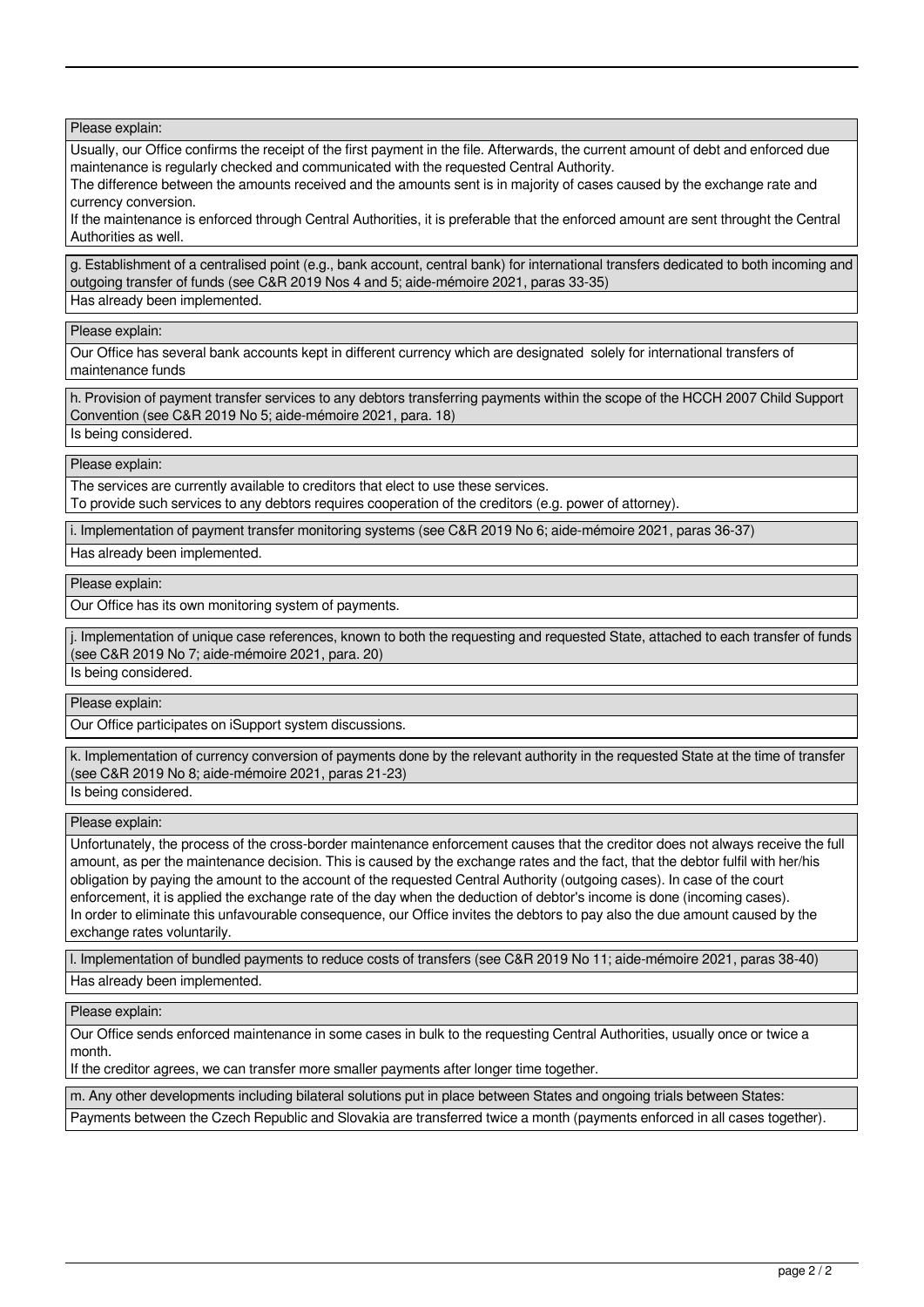Please explain:

Usually, our Office confirms the receipt of the first payment in the file. Afterwards, the current amount of debt and enforced due maintenance is regularly checked and communicated with the requested Central Authority.
The difference between the amounts received and the amounts sent is in majority of cases caused by the exchange rate and currency conversion.
If the maintenance is enforced through Central Authorities, it is preferable that the enforced amount are sent throught the Central Authorities as well.

g. Establishment of a centralised point (e.g., bank account, central bank) for international transfers dedicated to both incoming and outgoing transfer of funds (see C&R 2019 Nos 4 and 5; aide-mémoire 2021, paras 33-35)

Has already been implemented.

Please explain:

Our Office has several bank accounts kept in different currency which are designated solely for international transfers of maintenance funds

h. Provision of payment transfer services to any debtors transferring payments within the scope of the HCCH 2007 Child Support Convention (see C&R 2019 No 5; aide-mémoire 2021, para. 18)

Is being considered.

Please explain:

The services are currently available to creditors that elect to use these services.
To provide such services to any debtors requires cooperation of the creditors (e.g. power of attorney).

i. Implementation of payment transfer monitoring systems (see C&R 2019 No 6; aide-mémoire 2021, paras 36-37)

Has already been implemented.

Please explain:

Our Office has its own monitoring system of payments.

j. Implementation of unique case references, known to both the requesting and requested State, attached to each transfer of funds (see C&R 2019 No 7; aide-mémoire 2021, para. 20)

Is being considered.

Please explain:

Our Office participates on iSupport system discussions.

k. Implementation of currency conversion of payments done by the relevant authority in the requested State at the time of transfer (see C&R 2019 No 8; aide-mémoire 2021, paras 21-23)

Is being considered.

Please explain:

Unfortunately, the process of the cross-border maintenance enforcement causes that the creditor does not always receive the full amount, as per the maintenance decision. This is caused by the exchange rates and the fact, that the debtor fulfil with her/his obligation by paying the amount to the account of the requested Central Authority (outgoing cases). In case of the court enforcement, it is applied the exchange rate of the day when the deduction of debtor's income is done (incoming cases).
In order to eliminate this unfavourable consequence, our Office invites the debtors to pay also the due amount caused by the exchange rates voluntarily.

l. Implementation of bundled payments to reduce costs of transfers (see C&R 2019 No 11; aide-mémoire 2021, paras 38-40)

Has already been implemented.

Please explain:

Our Office sends enforced maintenance in some cases in bulk to the requesting Central Authorities, usually once or twice a month.
If the creditor agrees, we can transfer more smaller payments after longer time together.

m. Any other developments including bilateral solutions put in place between States and ongoing trials between States:

Payments between the Czech Republic and Slovakia are transferred twice a month (payments enforced in all cases together).